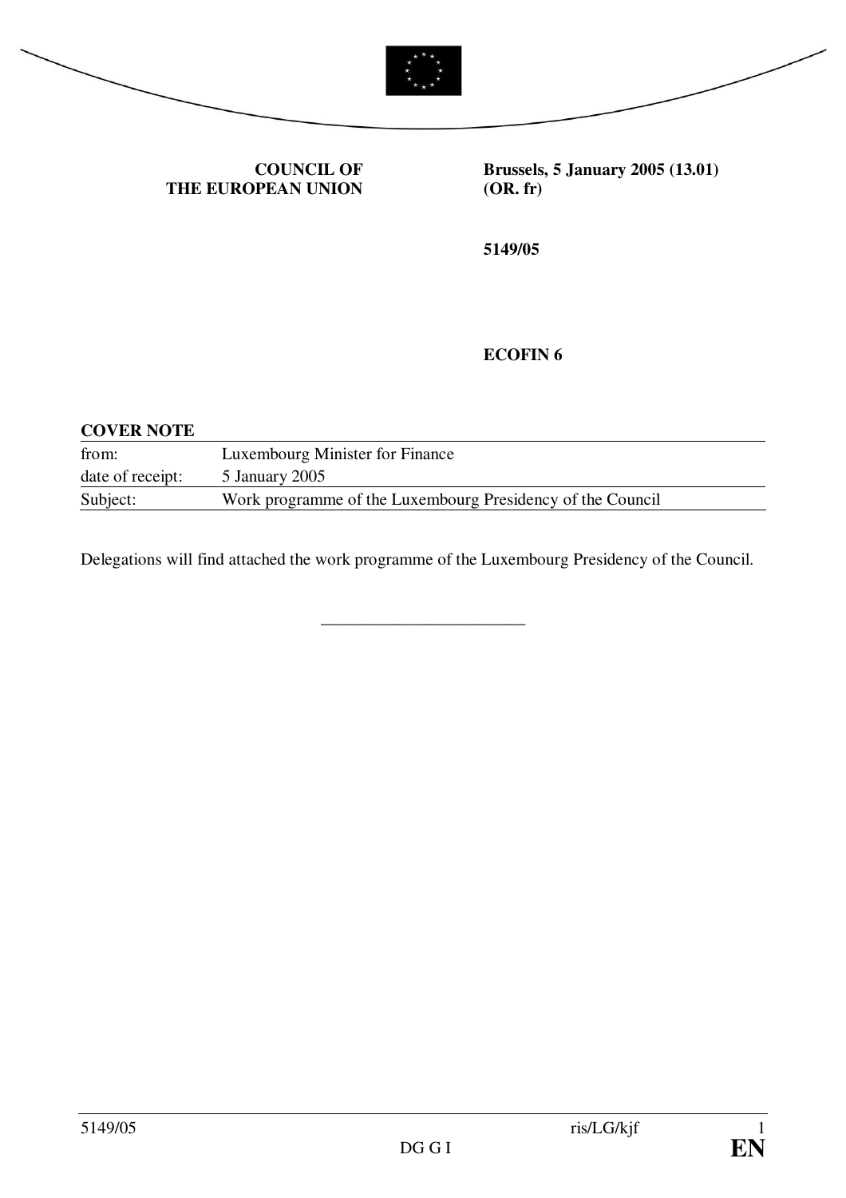**COUNCIL OF THE EUROPEAN UNION**

**Brussels, 5 January 2005 (13.01)**
**(OR. fr)**

**5149/05**

**ECOFIN 6**

**COVER NOTE**

| | |
|---|---|
| from: | Luxembourg Minister for Finance |
| date of receipt: | 5 January 2005 |
| Subject: | Work programme of the Luxembourg Presidency of the Council |

Delegations will find attached the work programme of the Luxembourg Presidency of the Council.

---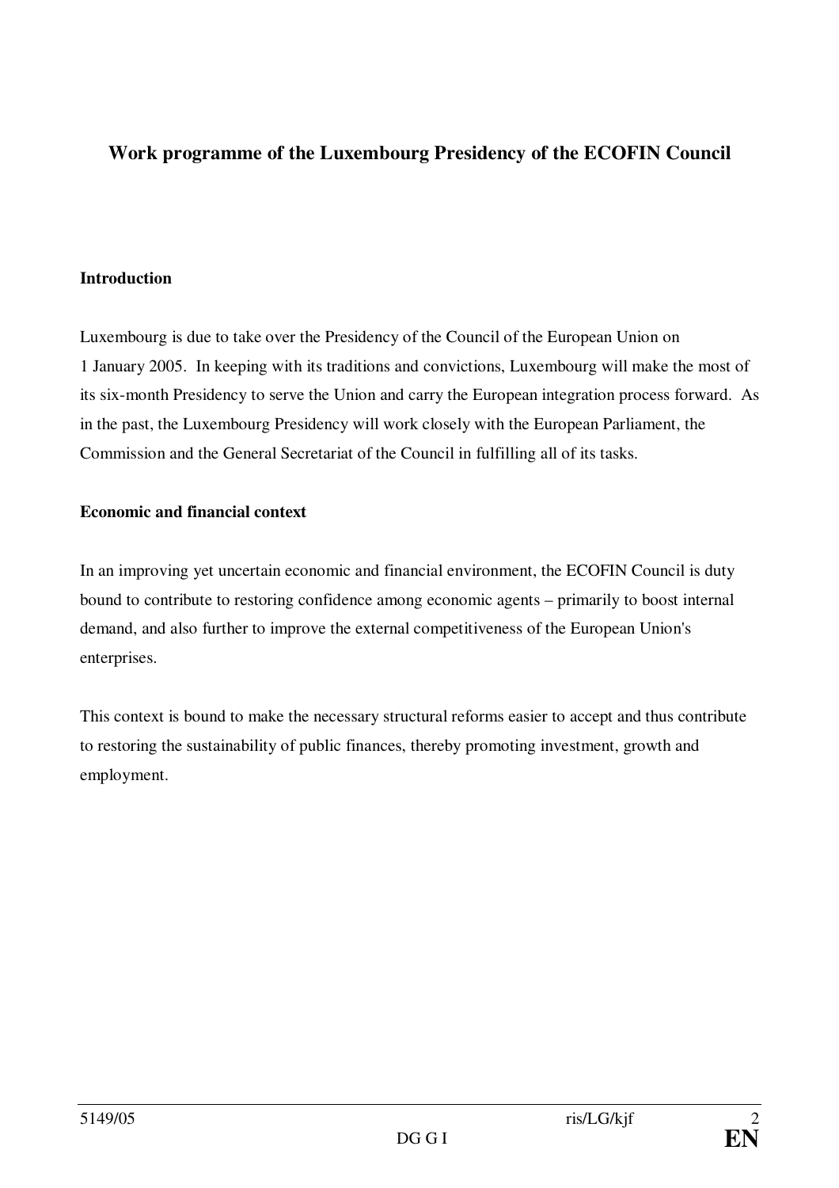## Work programme of the Luxembourg Presidency of the ECOFIN Council

### Introduction

Luxembourg is due to take over the Presidency of the Council of the European Union on 1 January 2005. In keeping with its traditions and convictions, Luxembourg will make the most of its six-month Presidency to serve the Union and carry the European integration process forward. As in the past, the Luxembourg Presidency will work closely with the European Parliament, the Commission and the General Secretariat of the Council in fulfilling all of its tasks.

### Economic and financial context

In an improving yet uncertain economic and financial environment, the ECOFIN Council is duty bound to contribute to restoring confidence among economic agents – primarily to boost internal demand, and also further to improve the external competitiveness of the European Union's enterprises.

This context is bound to make the necessary structural reforms easier to accept and thus contribute to restoring the sustainability of public finances, thereby promoting investment, growth and employment.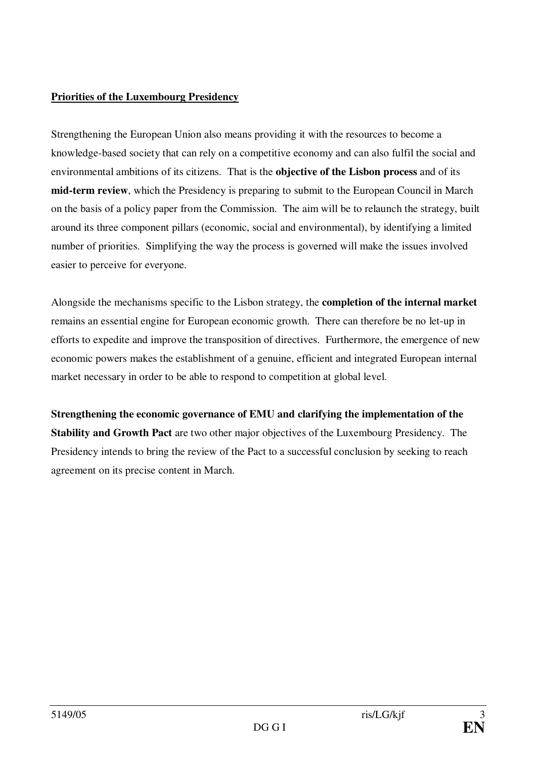**Priorities of the Luxembourg Presidency**

Strengthening the European Union also means providing it with the resources to become a knowledge-based society that can rely on a competitive economy and can also fulfil the social and environmental ambitions of its citizens. That is the **objective of the Lisbon process** and of its **mid-term review**, which the Presidency is preparing to submit to the European Council in March on the basis of a policy paper from the Commission. The aim will be to relaunch the strategy, built around its three component pillars (economic, social and environmental), by identifying a limited number of priorities. Simplifying the way the process is governed will make the issues involved easier to perceive for everyone.

Alongside the mechanisms specific to the Lisbon strategy, the **completion of the internal market** remains an essential engine for European economic growth. There can therefore be no let-up in efforts to expedite and improve the transposition of directives. Furthermore, the emergence of new economic powers makes the establishment of a genuine, efficient and integrated European internal market necessary in order to be able to respond to competition at global level.

**Strengthening the economic governance of EMU and clarifying the implementation of the Stability and Growth Pact** are two other major objectives of the Luxembourg Presidency. The Presidency intends to bring the review of the Pact to a successful conclusion by seeking to reach agreement on its precise content in March.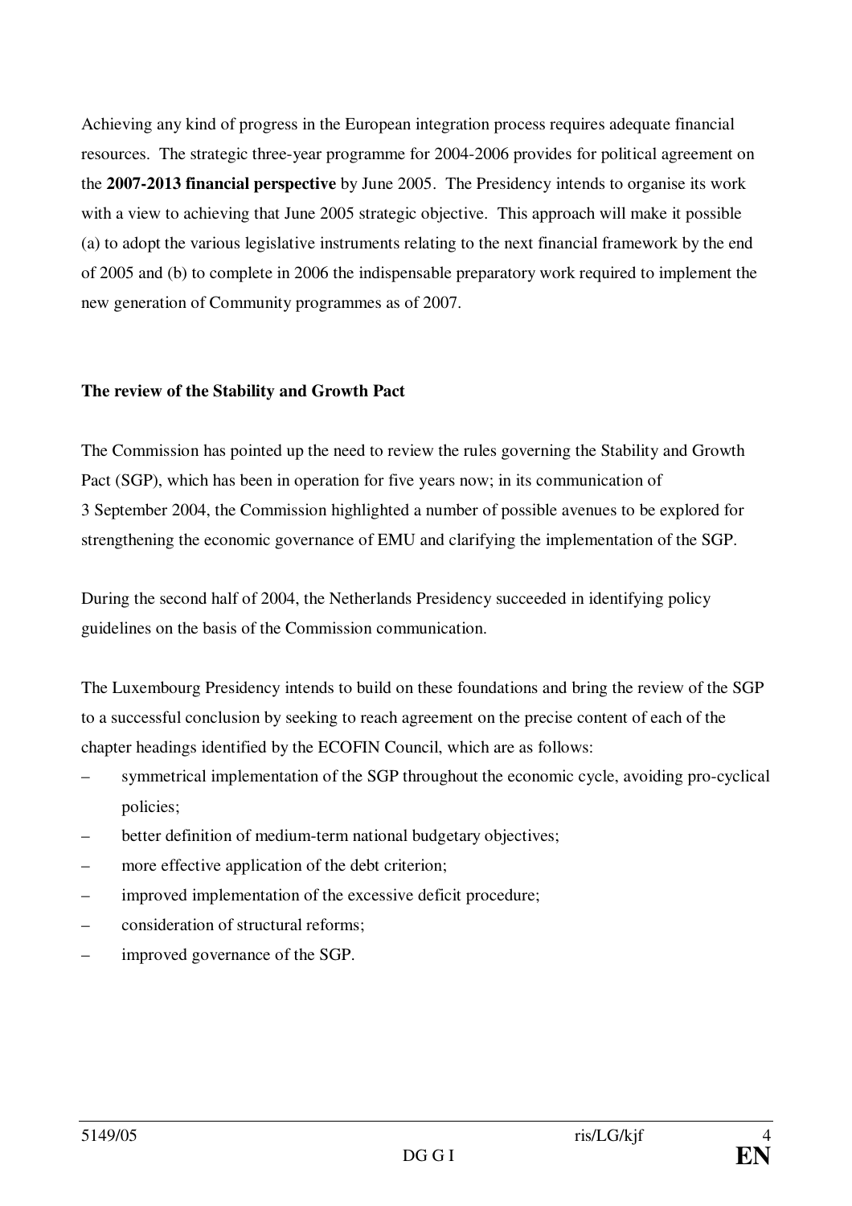Achieving any kind of progress in the European integration process requires adequate financial resources. The strategic three-year programme for 2004-2006 provides for political agreement on the **2007-2013 financial perspective** by June 2005. The Presidency intends to organise its work with a view to achieving that June 2005 strategic objective. This approach will make it possible (a) to adopt the various legislative instruments relating to the next financial framework by the end of 2005 and (b) to complete in 2006 the indispensable preparatory work required to implement the new generation of Community programmes as of 2007.

**The review of the Stability and Growth Pact**

The Commission has pointed up the need to review the rules governing the Stability and Growth Pact (SGP), which has been in operation for five years now; in its communication of 3 September 2004, the Commission highlighted a number of possible avenues to be explored for strengthening the economic governance of EMU and clarifying the implementation of the SGP.

During the second half of 2004, the Netherlands Presidency succeeded in identifying policy guidelines on the basis of the Commission communication.

The Luxembourg Presidency intends to build on these foundations and bring the review of the SGP to a successful conclusion by seeking to reach agreement on the precise content of each of the chapter headings identified by the ECOFIN Council, which are as follows:

- symmetrical implementation of the SGP throughout the economic cycle, avoiding pro-cyclical policies;
- better definition of medium-term national budgetary objectives;
- more effective application of the debt criterion;
- improved implementation of the excessive deficit procedure;
- consideration of structural reforms;
- improved governance of the SGP.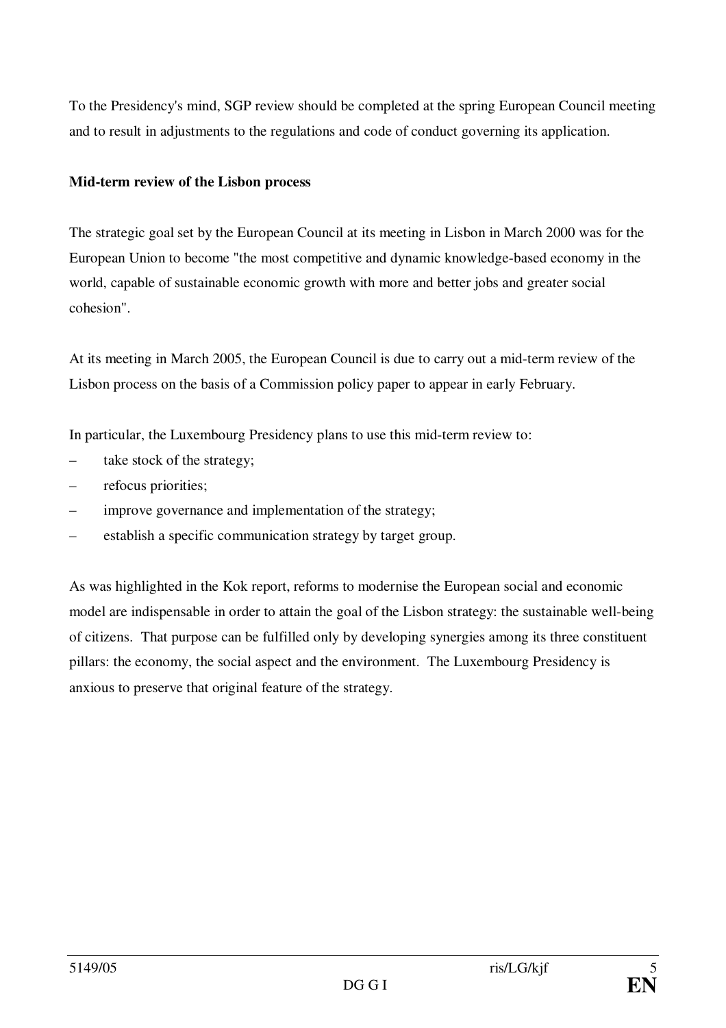To the Presidency's mind, SGP review should be completed at the spring European Council meeting and to result in adjustments to the regulations and code of conduct governing its application.

**Mid-term review of the Lisbon process**

The strategic goal set by the European Council at its meeting in Lisbon in March 2000 was for the European Union to become "the most competitive and dynamic knowledge-based economy in the world, capable of sustainable economic growth with more and better jobs and greater social cohesion".

At its meeting in March 2005, the European Council is due to carry out a mid-term review of the Lisbon process on the basis of a Commission policy paper to appear in early February.

In particular, the Luxembourg Presidency plans to use this mid-term review to:

- take stock of the strategy;
- refocus priorities;
- improve governance and implementation of the strategy;
- establish a specific communication strategy by target group.

As was highlighted in the Kok report, reforms to modernise the European social and economic model are indispensable in order to attain the goal of the Lisbon strategy: the sustainable well-being of citizens. That purpose can be fulfilled only by developing synergies among its three constituent pillars: the economy, the social aspect and the environment. The Luxembourg Presidency is anxious to preserve that original feature of the strategy.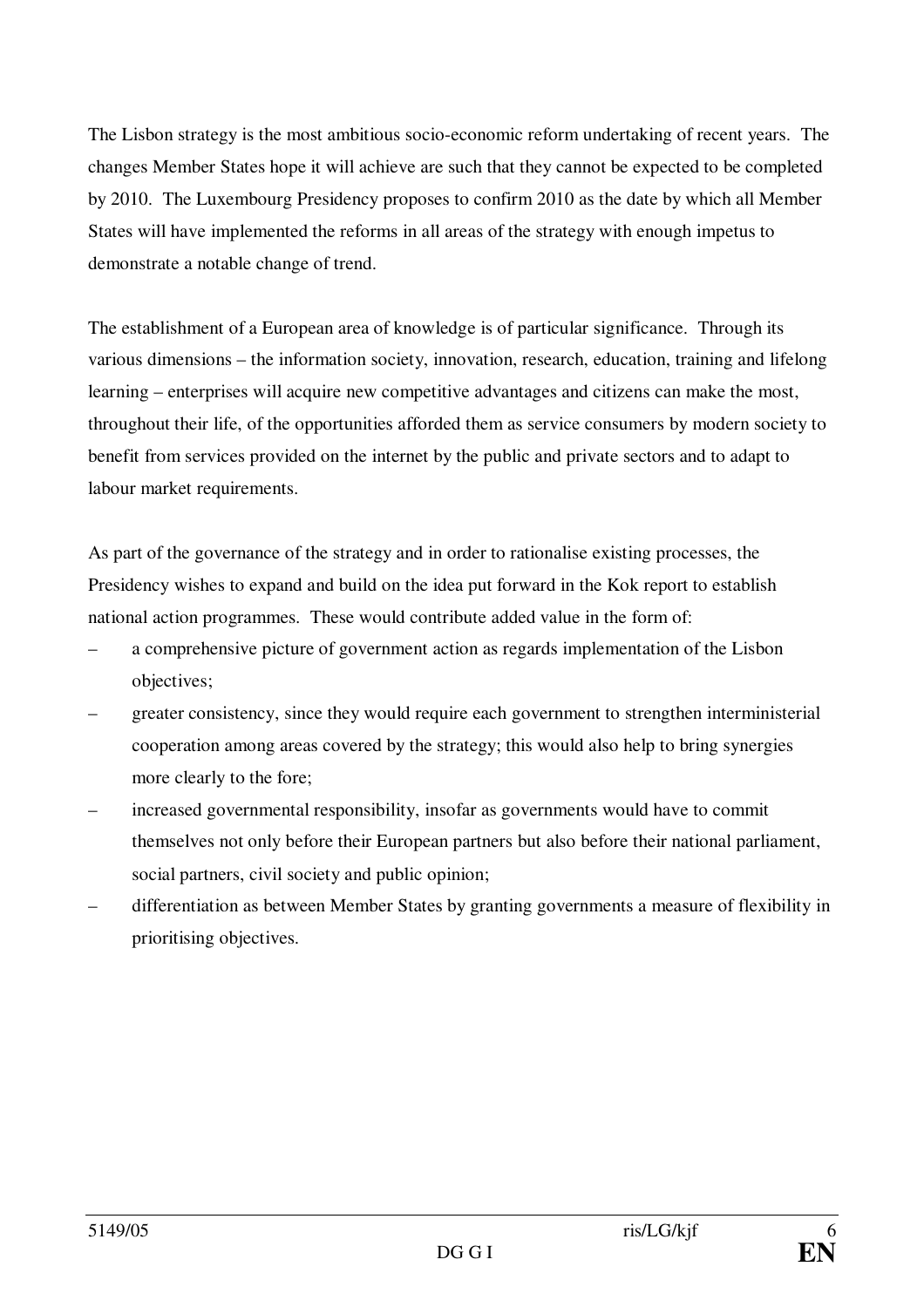The Lisbon strategy is the most ambitious socio-economic reform undertaking of recent years. The changes Member States hope it will achieve are such that they cannot be expected to be completed by 2010. The Luxembourg Presidency proposes to confirm 2010 as the date by which all Member States will have implemented the reforms in all areas of the strategy with enough impetus to demonstrate a notable change of trend.

The establishment of a European area of knowledge is of particular significance. Through its various dimensions – the information society, innovation, research, education, training and lifelong learning – enterprises will acquire new competitive advantages and citizens can make the most, throughout their life, of the opportunities afforded them as service consumers by modern society to benefit from services provided on the internet by the public and private sectors and to adapt to labour market requirements.

As part of the governance of the strategy and in order to rationalise existing processes, the Presidency wishes to expand and build on the idea put forward in the Kok report to establish national action programmes. These would contribute added value in the form of:

- a comprehensive picture of government action as regards implementation of the Lisbon objectives;
- greater consistency, since they would require each government to strengthen interministerial cooperation among areas covered by the strategy; this would also help to bring synergies more clearly to the fore;
- increased governmental responsibility, insofar as governments would have to commit themselves not only before their European partners but also before their national parliament, social partners, civil society and public opinion;
- differentiation as between Member States by granting governments a measure of flexibility in prioritising objectives.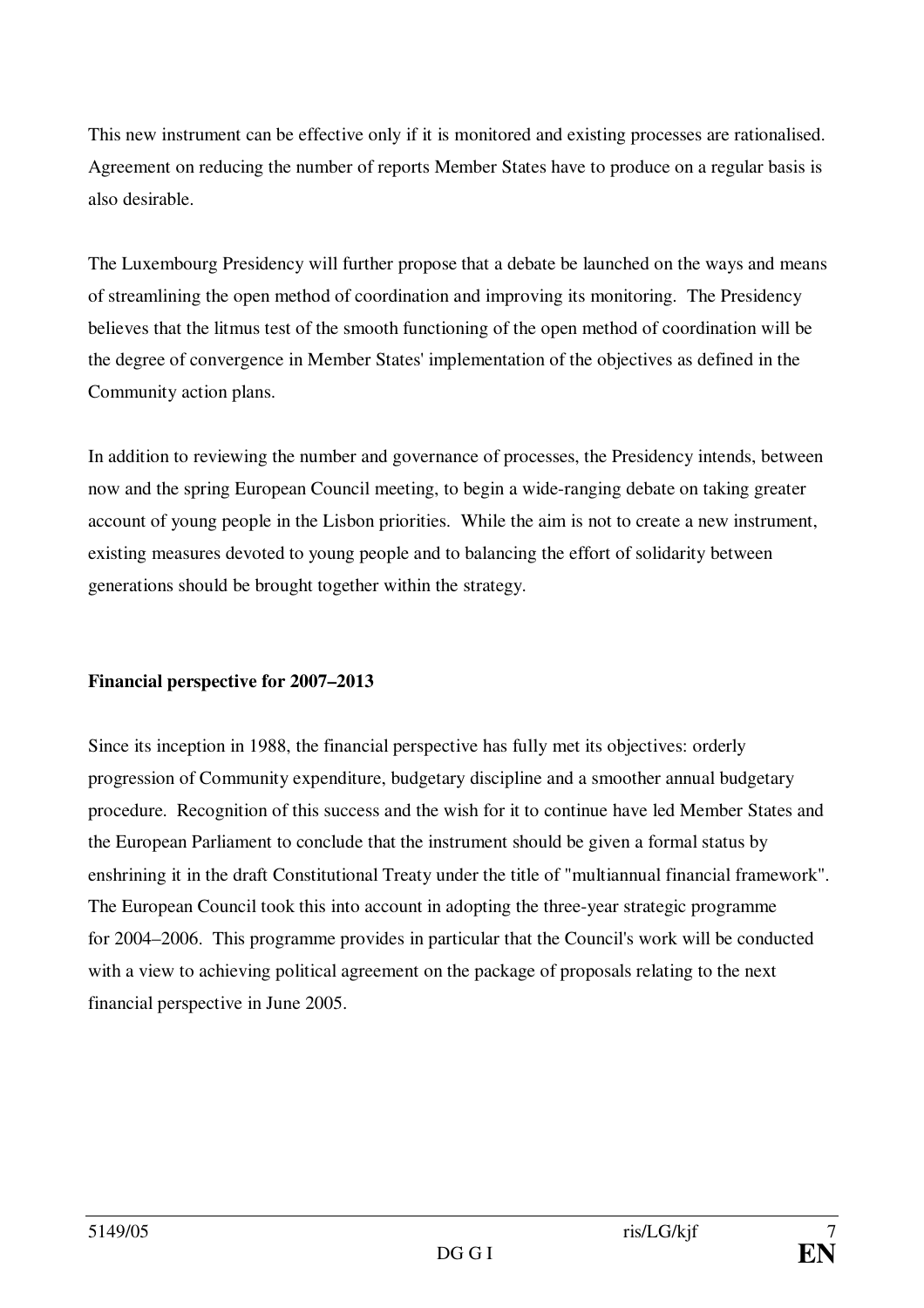This new instrument can be effective only if it is monitored and existing processes are rationalised. Agreement on reducing the number of reports Member States have to produce on a regular basis is also desirable.

The Luxembourg Presidency will further propose that a debate be launched on the ways and means of streamlining the open method of coordination and improving its monitoring. The Presidency believes that the litmus test of the smooth functioning of the open method of coordination will be the degree of convergence in Member States' implementation of the objectives as defined in the Community action plans.

In addition to reviewing the number and governance of processes, the Presidency intends, between now and the spring European Council meeting, to begin a wide-ranging debate on taking greater account of young people in the Lisbon priorities. While the aim is not to create a new instrument, existing measures devoted to young people and to balancing the effort of solidarity between generations should be brought together within the strategy.

**Financial perspective for 2007–2013**

Since its inception in 1988, the financial perspective has fully met its objectives: orderly progression of Community expenditure, budgetary discipline and a smoother annual budgetary procedure. Recognition of this success and the wish for it to continue have led Member States and the European Parliament to conclude that the instrument should be given a formal status by enshrining it in the draft Constitutional Treaty under the title of "multiannual financial framework". The European Council took this into account in adopting the three-year strategic programme for 2004–2006. This programme provides in particular that the Council's work will be conducted with a view to achieving political agreement on the package of proposals relating to the next financial perspective in June 2005.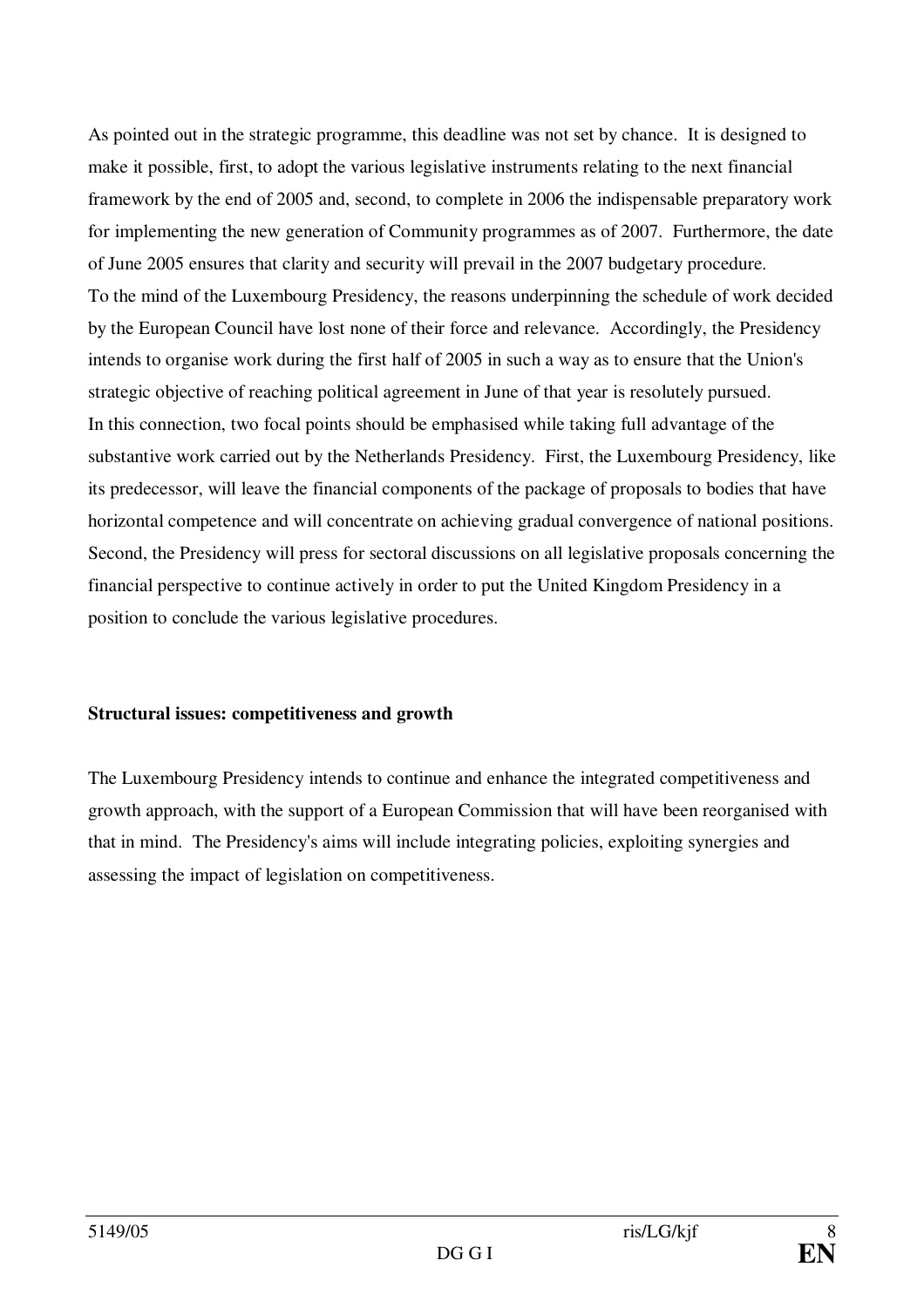As pointed out in the strategic programme, this deadline was not set by chance. It is designed to make it possible, first, to adopt the various legislative instruments relating to the next financial framework by the end of 2005 and, second, to complete in 2006 the indispensable preparatory work for implementing the new generation of Community programmes as of 2007. Furthermore, the date of June 2005 ensures that clarity and security will prevail in the 2007 budgetary procedure.

To the mind of the Luxembourg Presidency, the reasons underpinning the schedule of work decided by the European Council have lost none of their force and relevance. Accordingly, the Presidency intends to organise work during the first half of 2005 in such a way as to ensure that the Union's strategic objective of reaching political agreement in June of that year is resolutely pursued.

In this connection, two focal points should be emphasised while taking full advantage of the substantive work carried out by the Netherlands Presidency. First, the Luxembourg Presidency, like its predecessor, will leave the financial components of the package of proposals to bodies that have horizontal competence and will concentrate on achieving gradual convergence of national positions. Second, the Presidency will press for sectoral discussions on all legislative proposals concerning the financial perspective to continue actively in order to put the United Kingdom Presidency in a position to conclude the various legislative procedures.

**Structural issues: competitiveness and growth**

The Luxembourg Presidency intends to continue and enhance the integrated competitiveness and growth approach, with the support of a European Commission that will have been reorganised with that in mind. The Presidency's aims will include integrating policies, exploiting synergies and assessing the impact of legislation on competitiveness.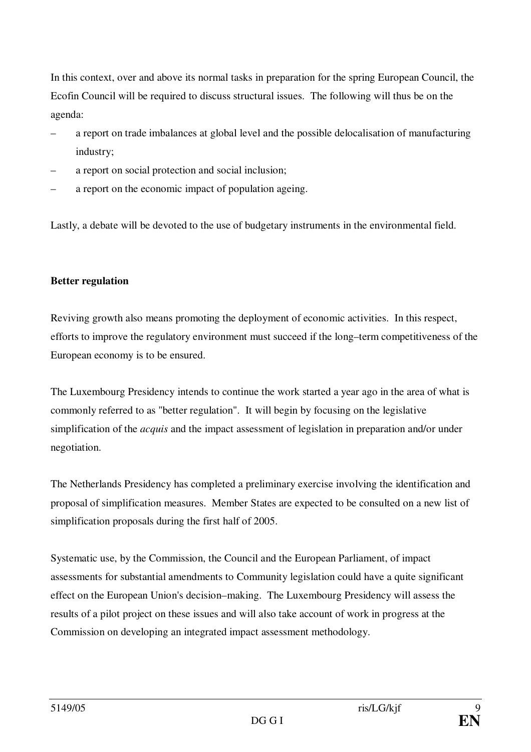In this context, over and above its normal tasks in preparation for the spring European Council, the Ecofin Council will be required to discuss structural issues.  The following will thus be on the agenda:

– a report on trade imbalances at global level and the possible delocalisation of manufacturing industry;
– a report on social protection and social inclusion;
– a report on the economic impact of population ageing.

Lastly, a debate will be devoted to the use of budgetary instruments in the environmental field.

**Better regulation**

Reviving growth also means promoting the deployment of economic activities.  In this respect, efforts to improve the regulatory environment must succeed if the long–term competitiveness of the European economy is to be ensured.

The Luxembourg Presidency intends to continue the work started a year ago in the area of what is commonly referred to as "better regulation".  It will begin by focusing on the legislative simplification of the *acquis* and the impact assessment of legislation in preparation and/or under negotiation.

The Netherlands Presidency has completed a preliminary exercise involving the identification and proposal of simplification measures.  Member States are expected to be consulted on a new list of simplification proposals during the first half of 2005.

Systematic use, by the Commission, the Council and the European Parliament, of impact assessments for substantial amendments to Community legislation could have a quite significant effect on the European Union's decision–making.  The Luxembourg Presidency will assess the results of a pilot project on these issues and will also take account of work in progress at the Commission on developing an integrated impact assessment methodology.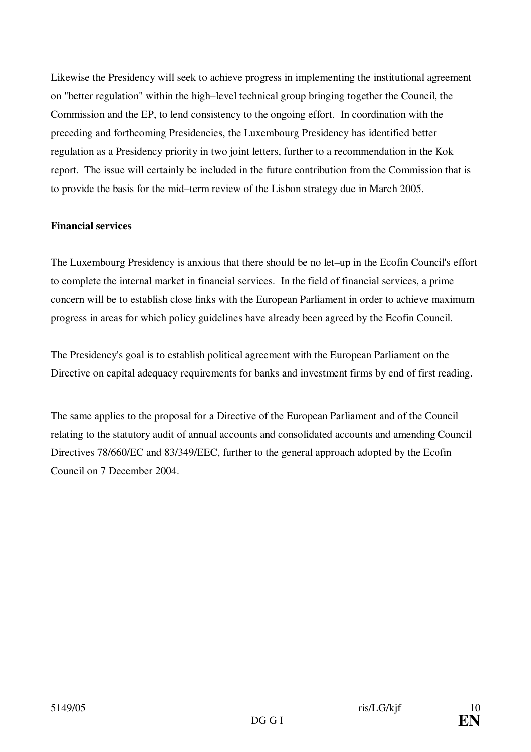Likewise the Presidency will seek to achieve progress in implementing the institutional agreement on "better regulation" within the high–level technical group bringing together the Council, the Commission and the EP, to lend consistency to the ongoing effort. In coordination with the preceding and forthcoming Presidencies, the Luxembourg Presidency has identified better regulation as a Presidency priority in two joint letters, further to a recommendation in the Kok report. The issue will certainly be included in the future contribution from the Commission that is to provide the basis for the mid–term review of the Lisbon strategy due in March 2005.

**Financial services**

The Luxembourg Presidency is anxious that there should be no let–up in the Ecofin Council's effort to complete the internal market in financial services. In the field of financial services, a prime concern will be to establish close links with the European Parliament in order to achieve maximum progress in areas for which policy guidelines have already been agreed by the Ecofin Council.

The Presidency's goal is to establish political agreement with the European Parliament on the Directive on capital adequacy requirements for banks and investment firms by end of first reading.

The same applies to the proposal for a Directive of the European Parliament and of the Council relating to the statutory audit of annual accounts and consolidated accounts and amending Council Directives 78/660/EC and 83/349/EEC, further to the general approach adopted by the Ecofin Council on 7 December 2004.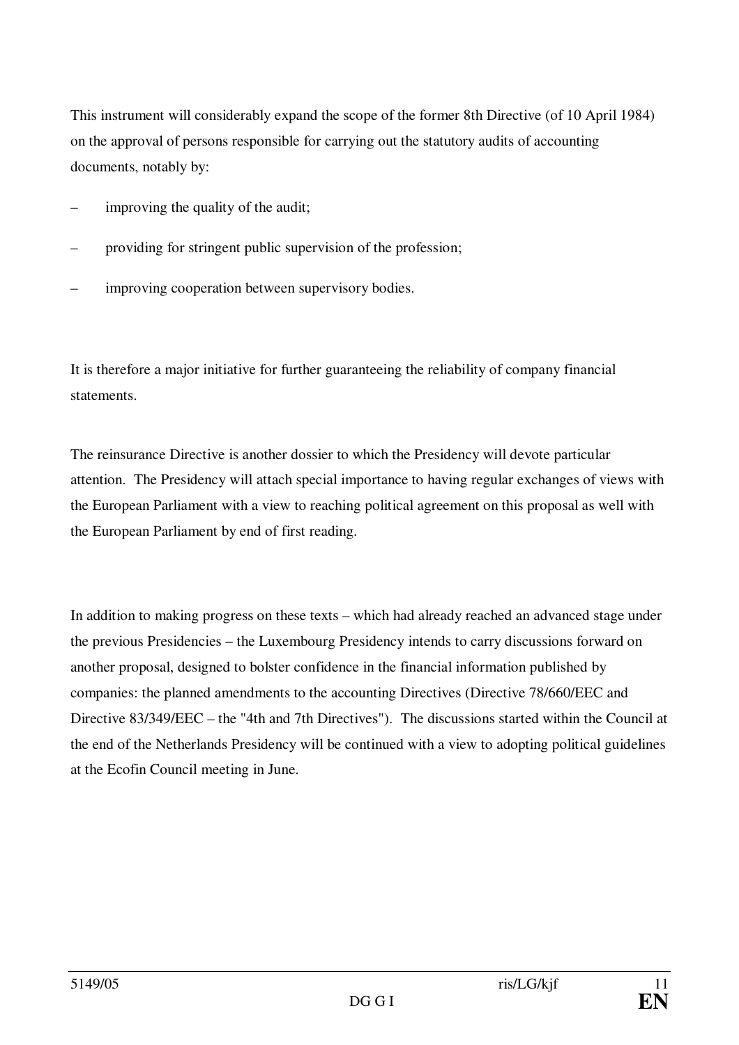This instrument will considerably expand the scope of the former 8th Directive (of 10 April 1984) on the approval of persons responsible for carrying out the statutory audits of accounting documents, notably by:

– improving the quality of the audit;

– providing for stringent public supervision of the profession;

– improving cooperation between supervisory bodies.

It is therefore a major initiative for further guaranteeing the reliability of company financial statements.

The reinsurance Directive is another dossier to which the Presidency will devote particular attention. The Presidency will attach special importance to having regular exchanges of views with the European Parliament with a view to reaching political agreement on this proposal as well with the European Parliament by end of first reading.

In addition to making progress on these texts – which had already reached an advanced stage under the previous Presidencies – the Luxembourg Presidency intends to carry discussions forward on another proposal, designed to bolster confidence in the financial information published by companies: the planned amendments to the accounting Directives (Directive 78/660/EEC and Directive 83/349/EEC – the "4th and 7th Directives"). The discussions started within the Council at the end of the Netherlands Presidency will be continued with a view to adopting political guidelines at the Ecofin Council meeting in June.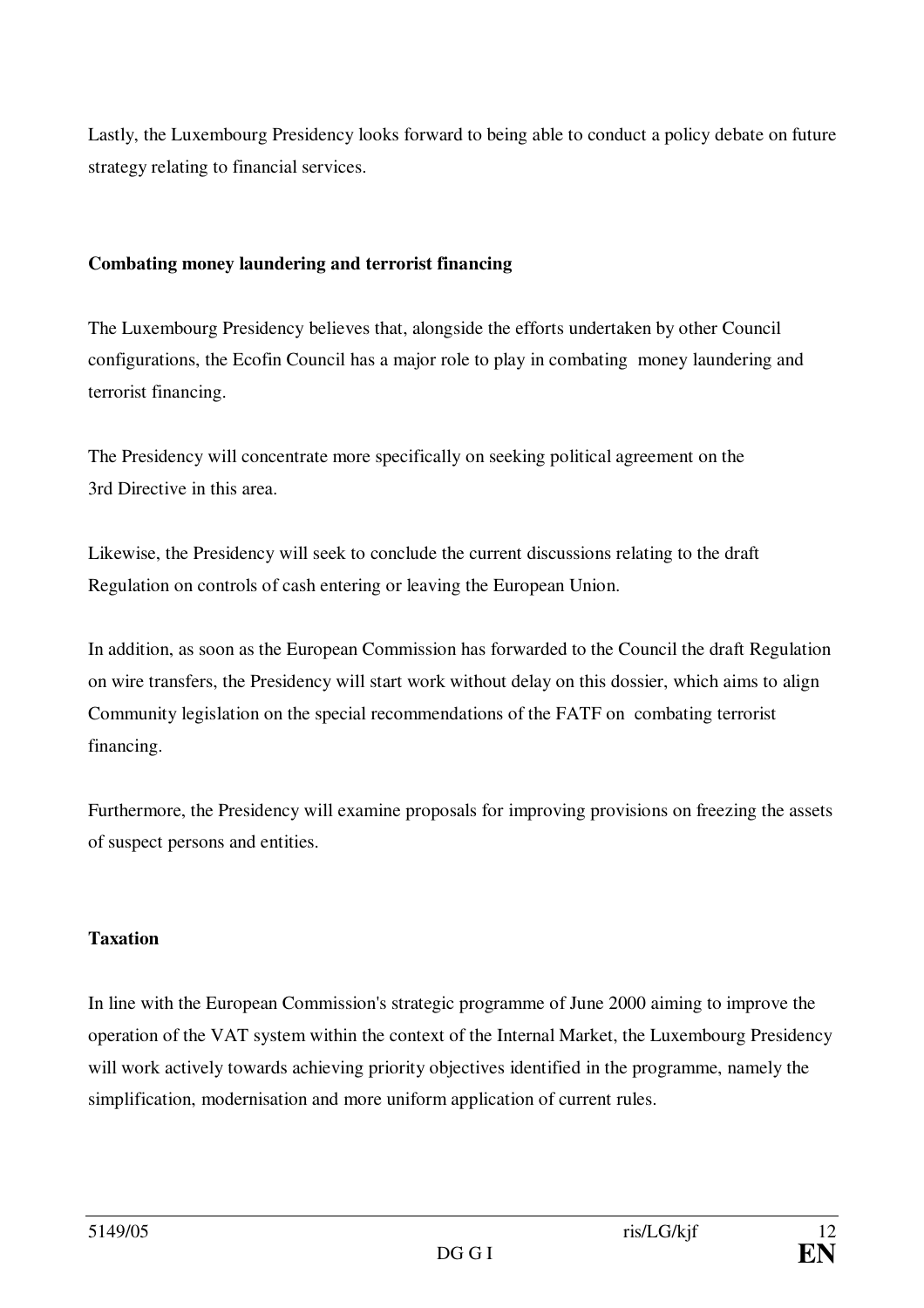Lastly, the Luxembourg Presidency looks forward to being able to conduct a policy debate on future strategy relating to financial services.

**Combating money laundering and terrorist financing**

The Luxembourg Presidency believes that, alongside the efforts undertaken by other Council configurations, the Ecofin Council has a major role to play in combating money laundering and terrorist financing.

The Presidency will concentrate more specifically on seeking political agreement on the 3rd Directive in this area.

Likewise, the Presidency will seek to conclude the current discussions relating to the draft Regulation on controls of cash entering or leaving the European Union.

In addition, as soon as the European Commission has forwarded to the Council the draft Regulation on wire transfers, the Presidency will start work without delay on this dossier, which aims to align Community legislation on the special recommendations of the FATF on combating terrorist financing.

Furthermore, the Presidency will examine proposals for improving provisions on freezing the assets of suspect persons and entities.

**Taxation**

In line with the European Commission's strategic programme of June 2000 aiming to improve the operation of the VAT system within the context of the Internal Market, the Luxembourg Presidency will work actively towards achieving priority objectives identified in the programme, namely the simplification, modernisation and more uniform application of current rules.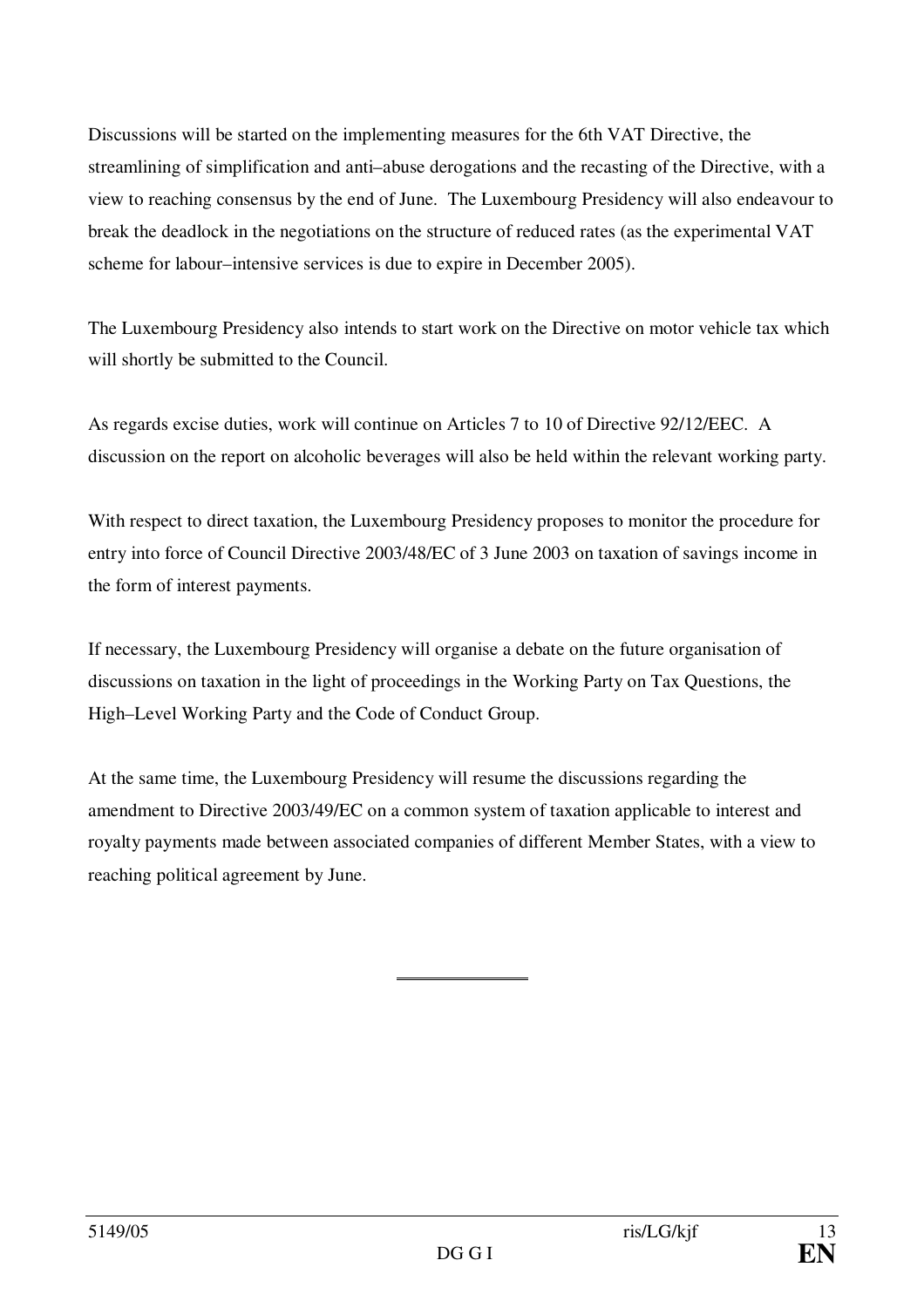Discussions will be started on the implementing measures for the 6th VAT Directive, the streamlining of simplification and anti–abuse derogations and the recasting of the Directive, with a view to reaching consensus by the end of June. The Luxembourg Presidency will also endeavour to break the deadlock in the negotiations on the structure of reduced rates (as the experimental VAT scheme for labour–intensive services is due to expire in December 2005).

The Luxembourg Presidency also intends to start work on the Directive on motor vehicle tax which will shortly be submitted to the Council.

As regards excise duties, work will continue on Articles 7 to 10 of Directive 92/12/EEC. A discussion on the report on alcoholic beverages will also be held within the relevant working party.

With respect to direct taxation, the Luxembourg Presidency proposes to monitor the procedure for entry into force of Council Directive 2003/48/EC of 3 June 2003 on taxation of savings income in the form of interest payments.

If necessary, the Luxembourg Presidency will organise a debate on the future organisation of discussions on taxation in the light of proceedings in the Working Party on Tax Questions, the High–Level Working Party and the Code of Conduct Group.

At the same time, the Luxembourg Presidency will resume the discussions regarding the amendment to Directive 2003/49/EC on a common system of taxation applicable to interest and royalty payments made between associated companies of different Member States, with a view to reaching political agreement by June.